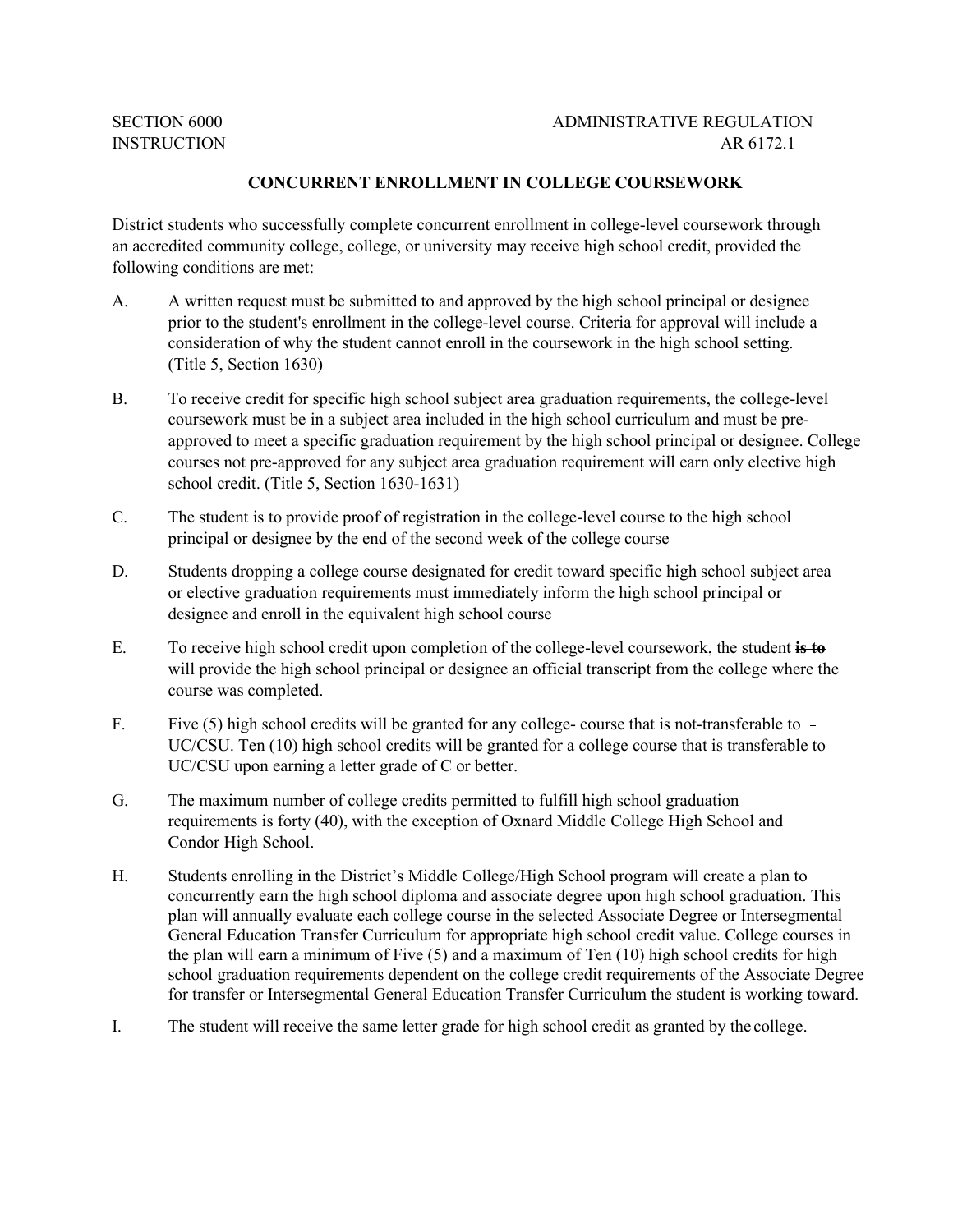SECTION 6000 ADMINISTRATIVE REGULATION
INSTRUCTION AR 6172.1

## CONCURRENT ENROLLMENT IN COLLEGE COURSEWORK

District students who successfully complete concurrent enrollment in college-level coursework through an accredited community college, college, or university may receive high school credit, provided the following conditions are met:

A. A written request must be submitted to and approved by the high school principal or designee prior to the student's enrollment in the college-level course. Criteria for approval will include a consideration of why the student cannot enroll in the coursework in the high school setting. (Title 5, Section 1630)

B. To receive credit for specific high school subject area graduation requirements, the college-level coursework must be in a subject area included in the high school curriculum and must be pre-approved to meet a specific graduation requirement by the high school principal or designee. College courses not pre-approved for any subject area graduation requirement will earn only elective high school credit. (Title 5, Section 1630-1631)

C. The student is to provide proof of registration in the college-level course to the high school principal or designee by the end of the second week of the college course

D. Students dropping a college course designated for credit toward specific high school subject area or elective graduation requirements must immediately inform the high school principal or designee and enroll in the equivalent high school course

E. To receive high school credit upon completion of the college-level coursework, the student ~~**is to**~~ will provide the high school principal or designee an official transcript from the college where the course was completed.

F. Five (5) high school credits will be granted for any college- course that is not-transferable to UC/CSU. Ten (10) high school credits will be granted for a college course that is transferable to UC/CSU upon earning a letter grade of C or better.

G. The maximum number of college credits permitted to fulfill high school graduation requirements is forty (40), with the exception of Oxnard Middle College High School and Condor High School.

H. Students enrolling in the District's Middle College/High School program will create a plan to concurrently earn the high school diploma and associate degree upon high school graduation. This plan will annually evaluate each college course in the selected Associate Degree or Intersegmental General Education Transfer Curriculum for appropriate high school credit value. College courses in the plan will earn a minimum of Five (5) and a maximum of Ten (10) high school credits for high school graduation requirements dependent on the college credit requirements of the Associate Degree for transfer or Intersegmental General Education Transfer Curriculum the student is working toward.

I. The student will receive the same letter grade for high school credit as granted by the college.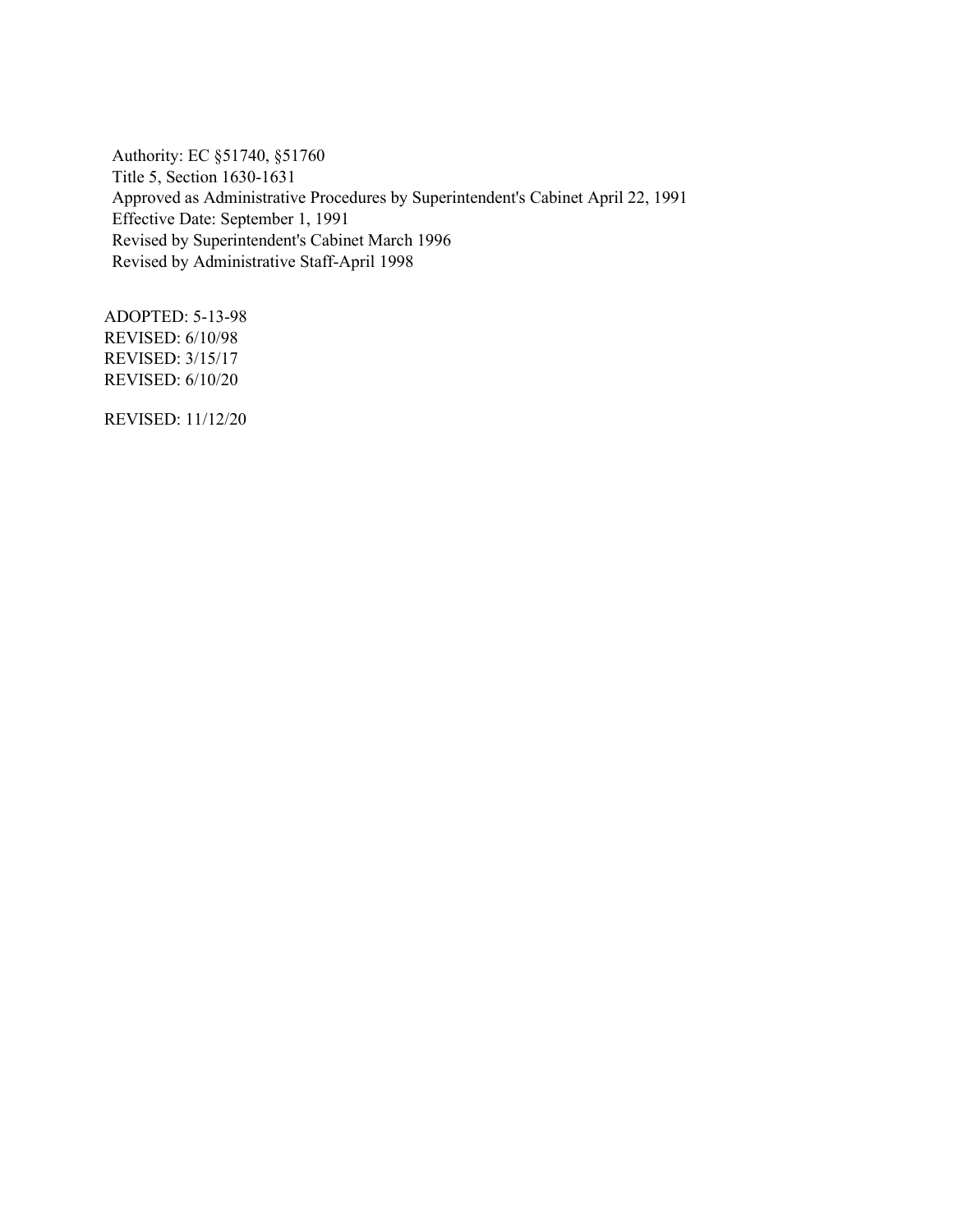Authority: EC §51740, §51760
Title 5, Section 1630-1631
Approved as Administrative Procedures by Superintendent's Cabinet April 22, 1991
Effective Date: September 1, 1991
Revised by Superintendent's Cabinet March 1996
Revised by Administrative Staff-April 1998

ADOPTED: 5-13-98
REVISED: 6/10/98
REVISED: 3/15/17
REVISED: 6/10/20

REVISED: 11/12/20